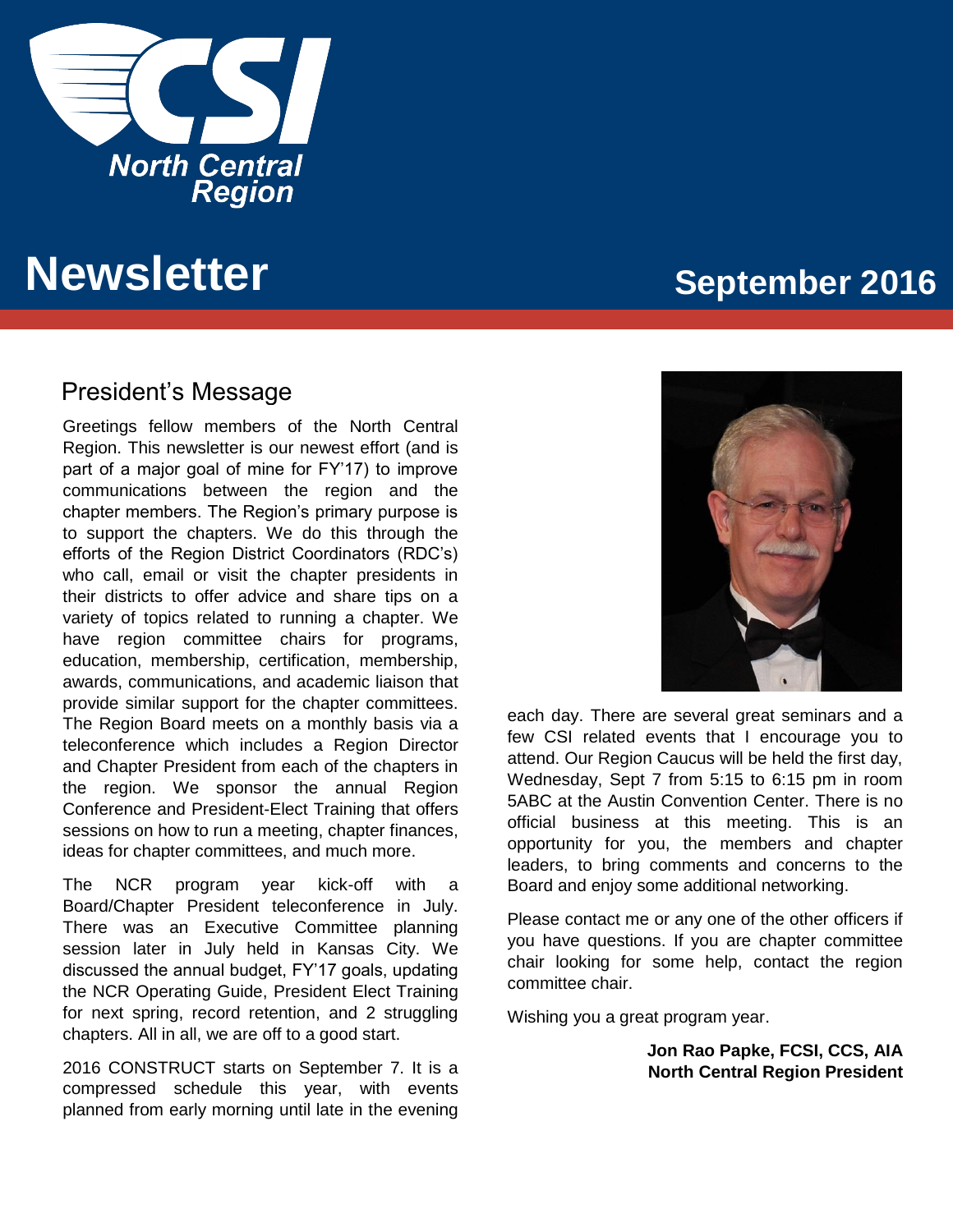CSI North Central Region

# Newsletter

**September 2016**

## President's Message

Greetings fellow members of the North Central Region. This newsletter is our newest effort (and is part of a major goal of mine for FY'17) to improve communications between the region and the chapter members. The Region's primary purpose is to support the chapters. We do this through the efforts of the Region District Coordinators (RDC's) who call, email or visit the chapter presidents in their districts to offer advice and share tips on a variety of topics related to running a chapter. We have region committee chairs for programs, education, membership, certification, membership, awards, communications, and academic liaison that provide similar support for the chapter committees. The Region Board meets on a monthly basis via a teleconference which includes a Region Director and Chapter President from each of the chapters in the region. We sponsor the annual Region Conference and President-Elect Training that offers sessions on how to run a meeting, chapter finances, ideas for chapter committees, and much more.

The NCR program year kick-off with a Board/Chapter President teleconference in July. There was an Executive Committee planning session later in July held in Kansas City. We discussed the annual budget, FY'17 goals, updating the NCR Operating Guide, President Elect Training for next spring, record retention, and 2 struggling chapters. All in all, we are off to a good start.

2016 CONSTRUCT starts on September 7. It is a compressed schedule this year, with events planned from early morning until late in the evening each day. There are several great seminars and a few CSI related events that I encourage you to attend. Our Region Caucus will be held the first day, Wednesday, Sept 7 from 5:15 to 6:15 pm in room 5ABC at the Austin Convention Center. There is no official business at this meeting. This is an opportunity for you, the members and chapter leaders, to bring comments and concerns to the Board and enjoy some additional networking.

Please contact me or any one of the other officers if you have questions. If you are chapter committee chair looking for some help, contact the region committee chair.

Wishing you a great program year.

**Jon Rao Papke, FCSI, CCS, AIA**
**North Central Region President**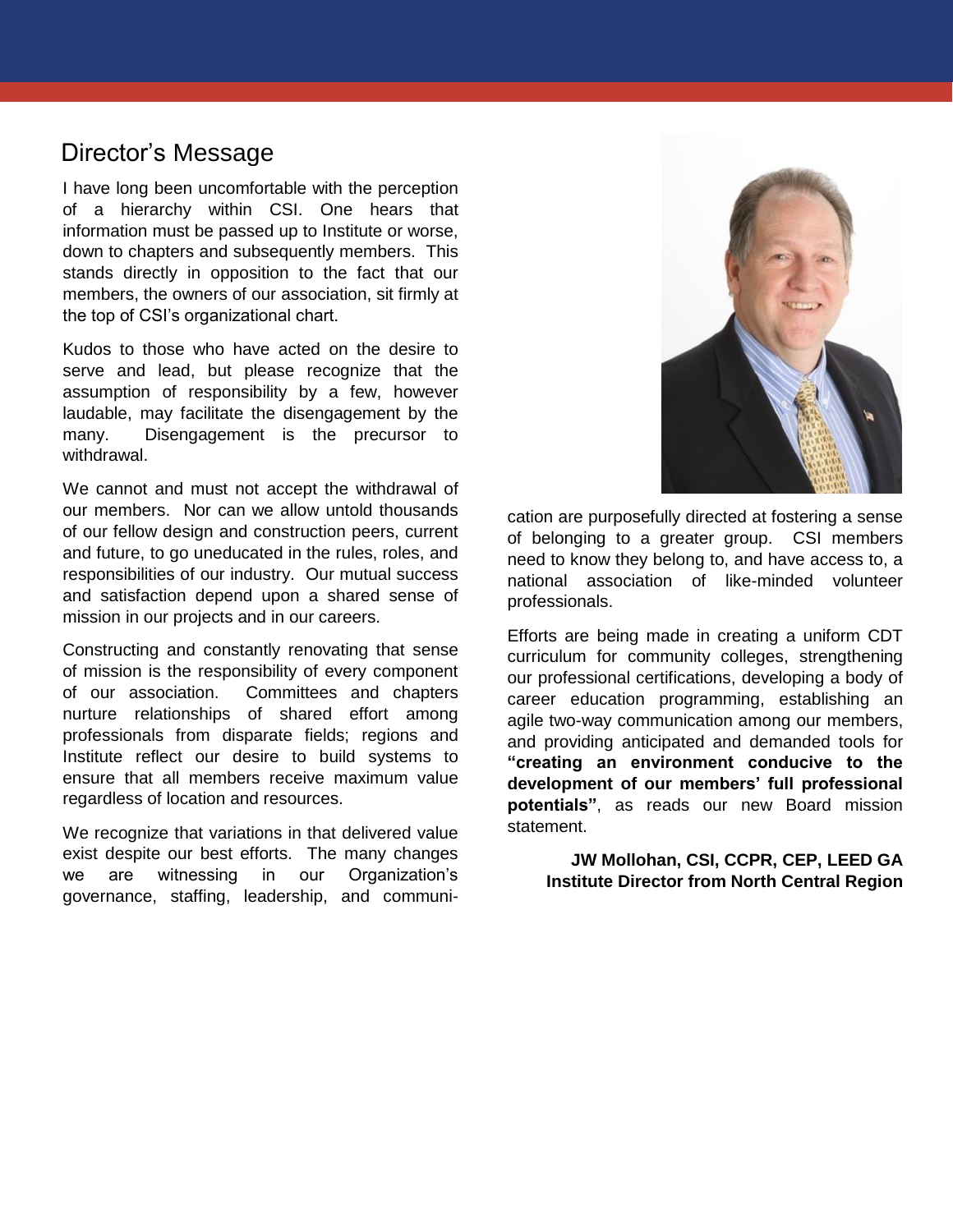## Director's Message

I have long been uncomfortable with the perception of a hierarchy within CSI. One hears that information must be passed up to Institute or worse, down to chapters and subsequently members. This stands directly in opposition to the fact that our members, the owners of our association, sit firmly at the top of CSI's organizational chart.

Kudos to those who have acted on the desire to serve and lead, but please recognize that the assumption of responsibility by a few, however laudable, may facilitate the disengagement by the many. Disengagement is the precursor to withdrawal.

We cannot and must not accept the withdrawal of our members. Nor can we allow untold thousands of our fellow design and construction peers, current and future, to go uneducated in the rules, roles, and responsibilities of our industry. Our mutual success and satisfaction depend upon a shared sense of mission in our projects and in our careers.

Constructing and constantly renovating that sense of mission is the responsibility of every component of our association. Committees and chapters nurture relationships of shared effort among professionals from disparate fields; regions and Institute reflect our desire to build systems to ensure that all members receive maximum value regardless of location and resources.

We recognize that variations in that delivered value exist despite our best efforts. The many changes we are witnessing in our Organization's governance, staffing, leadership, and communication are purposefully directed at fostering a sense of belonging to a greater group. CSI members need to know they belong to, and have access to, a national association of like-minded volunteer professionals.

Efforts are being made in creating a uniform CDT curriculum for community colleges, strengthening our professional certifications, developing a body of career education programming, establishing an agile two-way communication among our members, and providing anticipated and demanded tools for **"creating an environment conducive to the development of our members' full professional potentials"**, as reads our new Board mission statement.

**JW Mollohan, CSI, CCPR, CEP, LEED GA**
**Institute Director from North Central Region**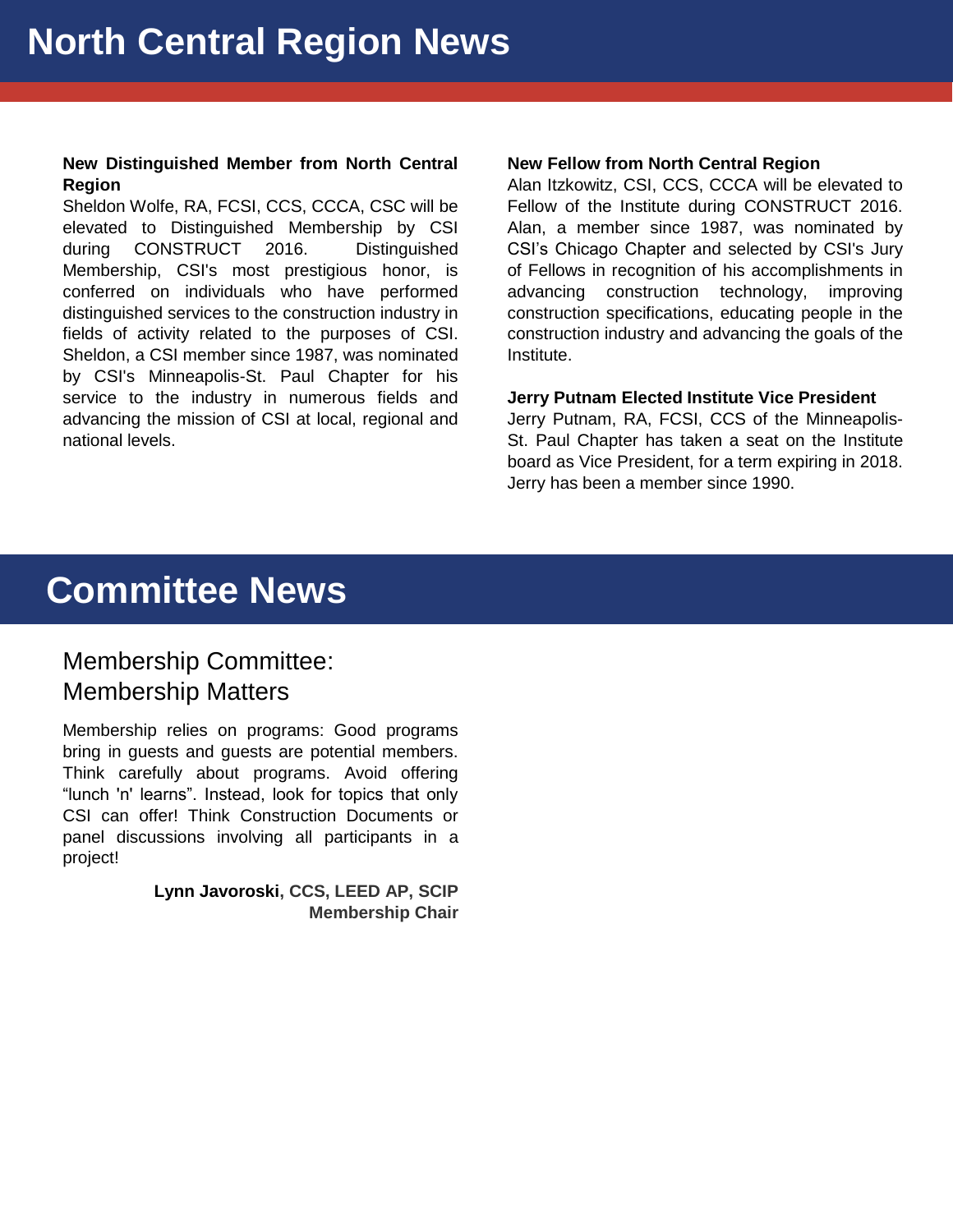# North Central Region News

**New Distinguished Member from North Central Region**

Sheldon Wolfe, RA, FCSI, CCS, CCCA, CSC will be elevated to Distinguished Membership by CSI during CONSTRUCT 2016. Distinguished Membership, CSI's most prestigious honor, is conferred on individuals who have performed distinguished services to the construction industry in fields of activity related to the purposes of CSI. Sheldon, a CSI member since 1987, was nominated by CSI's Minneapolis-St. Paul Chapter for his service to the industry in numerous fields and advancing the mission of CSI at local, regional and national levels.

**New Fellow from North Central Region**

Alan Itzkowitz, CSI, CCS, CCCA will be elevated to Fellow of the Institute during CONSTRUCT 2016. Alan, a member since 1987, was nominated by CSI's Chicago Chapter and selected by CSI's Jury of Fellows in recognition of his accomplishments in advancing construction technology, improving construction specifications, educating people in the construction industry and advancing the goals of the Institute.

**Jerry Putnam Elected Institute Vice President**

Jerry Putnam, RA, FCSI, CCS of the Minneapolis-St. Paul Chapter has taken a seat on the Institute board as Vice President, for a term expiring in 2018. Jerry has been a member since 1990.

# Committee News

## Membership Committee: Membership Matters

Membership relies on programs: Good programs bring in guests and guests are potential members. Think carefully about programs. Avoid offering "lunch 'n' learns". Instead, look for topics that only CSI can offer! Think Construction Documents or panel discussions involving all participants in a project!

**Lynn Javoroski, CCS, LEED AP, SCIP**
**Membership Chair**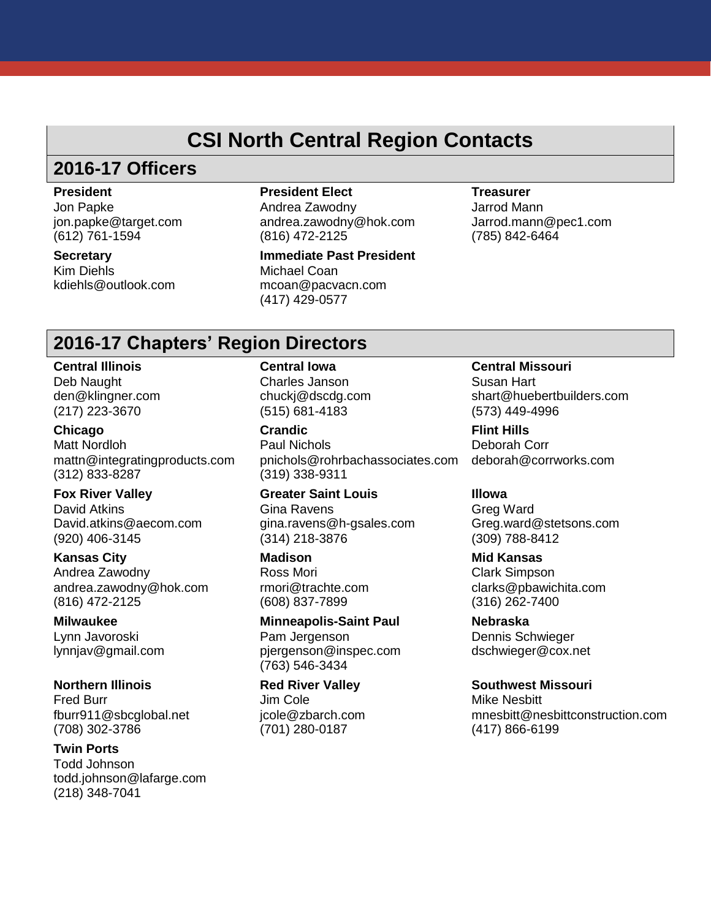# CSI North Central Region Contacts

## 2016-17 Officers

**President**
Jon Papke
jon.papke@target.com
(612) 761-1594

**Secretary**
Kim Diehls
kdiehls@outlook.com

**President Elect**
Andrea Zawodny
andrea.zawodny@hok.com
(816) 472-2125

**Immediate Past President**
Michael Coan
mcoan@pacvacn.com
(417) 429-0577

**Treasurer**
Jarrod Mann
Jarrod.mann@pec1.com
(785) 842-6464

## 2016-17 Chapters' Region Directors

**Central Illinois**
Deb Naught
den@klingner.com
(217) 223-3670

**Central Iowa**
Charles Janson
chuckj@dscdg.com
(515) 681-4183

**Central Missouri**
Susan Hart
shart@huebertbuilders.com
(573) 449-4996

**Chicago**
Matt Nordloh
mattn@integratingproducts.com
(312) 833-8287

**Crandic**
Paul Nichols
pnichols@rohrbachassociates.com
(319) 338-9311

**Flint Hills**
Deborah Corr
deborah@corrworks.com

**Fox River Valley**
David Atkins
David.atkins@aecom.com
(920) 406-3145

**Greater Saint Louis**
Gina Ravens
gina.ravens@h-gsales.com
(314) 218-3876

**Illowa**
Greg Ward
Greg.ward@stetsons.com
(309) 788-8412

**Kansas City**
Andrea Zawodny
andrea.zawodny@hok.com
(816) 472-2125

**Madison**
Ross Mori
rmori@trachte.com
(608) 837-7899

**Mid Kansas**
Clark Simpson
clarks@pbawichita.com
(316) 262-7400

**Milwaukee**
Lynn Javoroski
lynnjav@gmail.com

**Minneapolis-Saint Paul**
Pam Jergenson
pjergenson@inspec.com
(763) 546-3434

**Nebraska**
Dennis Schwieger
dschwieger@cox.net

**Northern Illinois**
Fred Burr
fburr911@sbcglobal.net
(708) 302-3786

**Red River Valley**
Jim Cole
jcole@zbarch.com
(701) 280-0187

**Southwest Missouri**
Mike Nesbitt
mnesbitt@nesbittconstruction.com
(417) 866-6199

**Twin Ports**
Todd Johnson
todd.johnson@lafarge.com
(218) 348-7041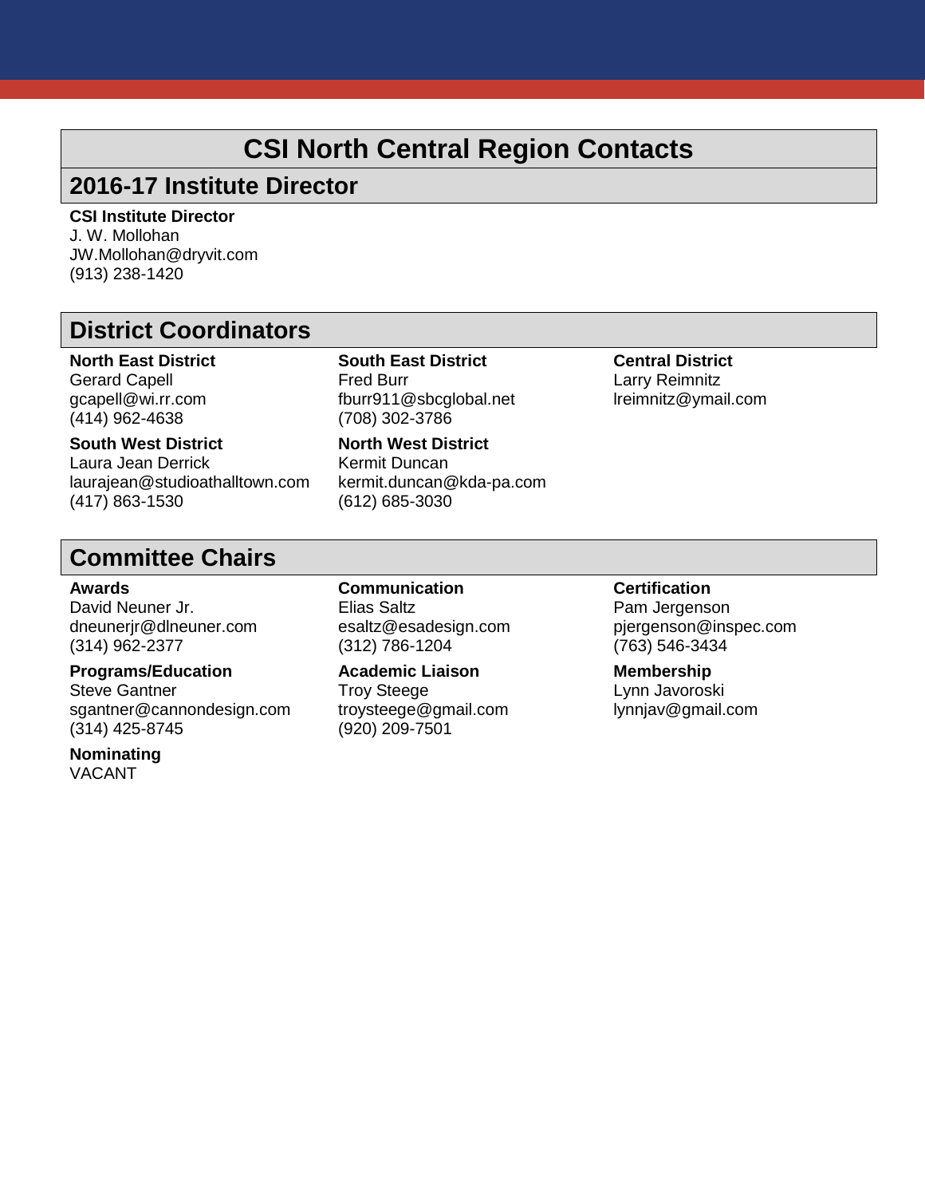# CSI North Central Region Contacts

## 2016-17 Institute Director

**CSI Institute Director**
J. W. Mollohan
JW.Mollohan@dryvit.com
(913) 238-1420

## District Coordinators

**North East District**
Gerard Capell
gcapell@wi.rr.com
(414) 962-4638

**South East District**
Fred Burr
fburr911@sbcglobal.net
(708) 302-3786

**Central District**
Larry Reimnitz
lreimnitz@ymail.com

**South West District**
Laura Jean Derrick
laurajean@studioathalltown.com
(417) 863-1530

**North West District**
Kermit Duncan
kermit.duncan@kda-pa.com
(612) 685-3030

## Committee Chairs

**Awards**
David Neuner Jr.
dneunerjr@dlneuner.com
(314) 962-2377

**Communication**
Elias Saltz
esaltz@esadesign.com
(312) 786-1204

**Certification**
Pam Jergenson
pjergenson@inspec.com
(763) 546-3434

**Programs/Education**
Steve Gantner
sgantner@cannondesign.com
(314) 425-8745

**Academic Liaison**
Troy Steege
troysteege@gmail.com
(920) 209-7501

**Membership**
Lynn Javoroski
lynnjav@gmail.com

**Nominating**
VACANT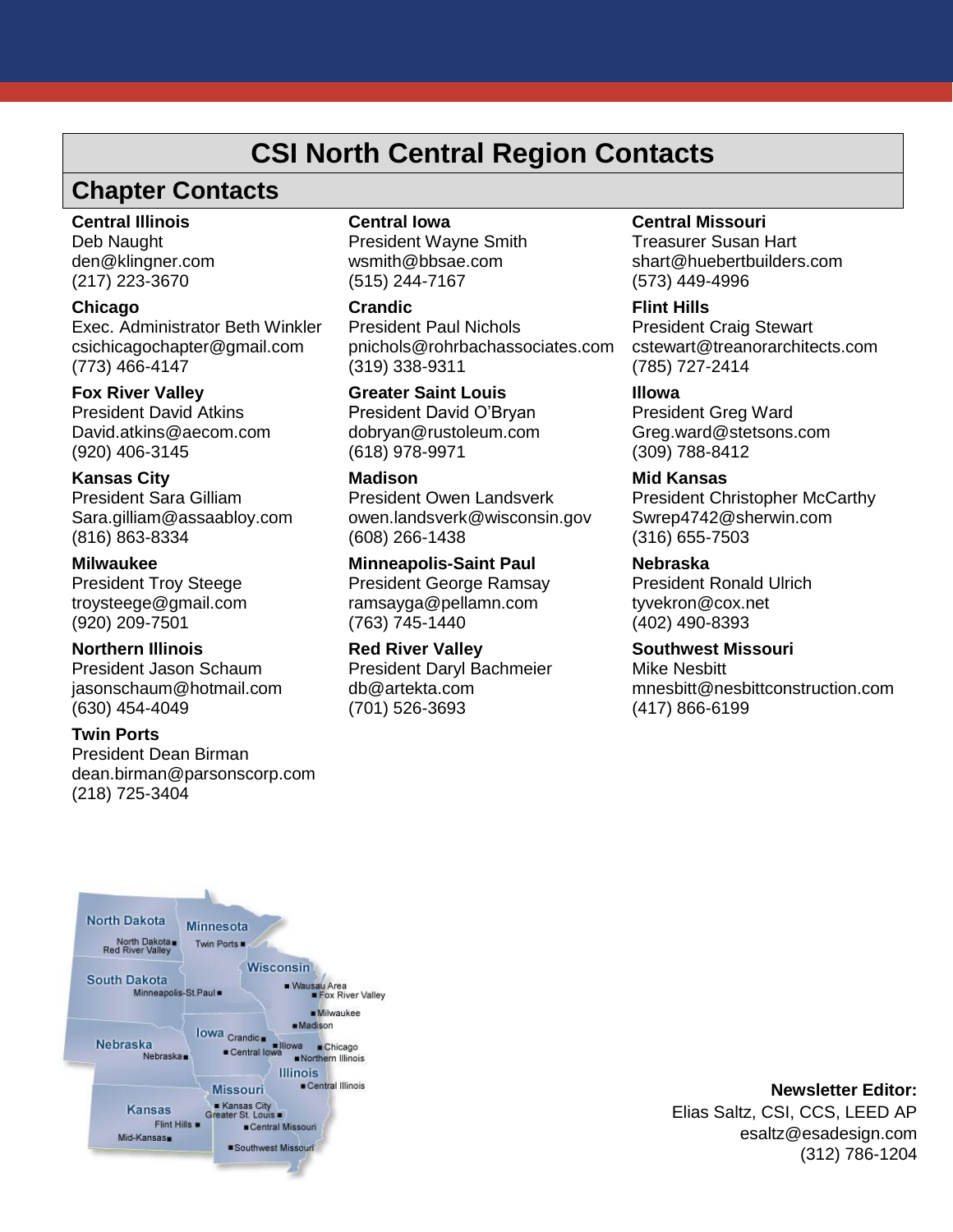# CSI North Central Region Contacts

## Chapter Contacts

**Central Illinois**
Deb Naught
den@klingner.com
(217) 223-3670

**Chicago**
Exec. Administrator Beth Winkler
csichicagochapter@gmail.com
(773) 466-4147

**Fox River Valley**
President David Atkins
David.atkins@aecom.com
(920) 406-3145

**Kansas City**
President Sara Gilliam
Sara.gilliam@assaabloy.com
(816) 863-8334

**Milwaukee**
President Troy Steege
troysteege@gmail.com
(920) 209-7501

**Northern Illinois**
President Jason Schaum
jasonschaum@hotmail.com
(630) 454-4049

**Twin Ports**
President Dean Birman
dean.birman@parsonscorp.com
(218) 725-3404

**Central Iowa**
President Wayne Smith
wsmith@bbsae.com
(515) 244-7167

**Crandic**
President Paul Nichols
pnichols@rohrbachassociates.com
(319) 338-9311

**Greater Saint Louis**
President David O'Bryan
dobryan@rustoleum.com
(618) 978-9971

**Madison**
President Owen Landsverk
owen.landsverk@wisconsin.gov
(608) 266-1438

**Minneapolis-Saint Paul**
President George Ramsay
ramsayga@pellamn.com
(763) 745-1440

**Red River Valley**
President Daryl Bachmeier
db@artekta.com
(701) 526-3693

**Central Missouri**
Treasurer Susan Hart
shart@huebertbuilders.com
(573) 449-4996

**Flint Hills**
President Craig Stewart
cstewart@treanorarchitects.com
(785) 727-2414

**Illowa**
President Greg Ward
Greg.ward@stetsons.com
(309) 788-8412

**Mid Kansas**
President Christopher McCarthy
Swrep4742@sherwin.com
(316) 655-7503

**Nebraska**
President Ronald Ulrich
tyvekron@cox.net
(402) 490-8393

**Southwest Missouri**
Mike Nesbitt
mnesbitt@nesbittconstruction.com
(417) 866-6199

North Dakota
Minnesota
North Dakota
Red River Valley
Twin Ports
Wisconsin
South Dakota
Minneapolis-St.Paul
Wausau Area
Fox River Valley
Milwaukee
Madison
Nebraska
Nebraska
Iowa
Crandic
Central Iowa
Illowa
Chicago
Northern Illinois
Illinois
Central Illinois
Missouri
Kansas
Kansas City
Greater St. Louis
Flint Hills
Central Missouri
Mid-Kansas
Southwest Missouri

**Newsletter Editor:**
Elias Saltz, CSI, CCS, LEED AP
esaltz@esadesign.com
(312) 786-1204